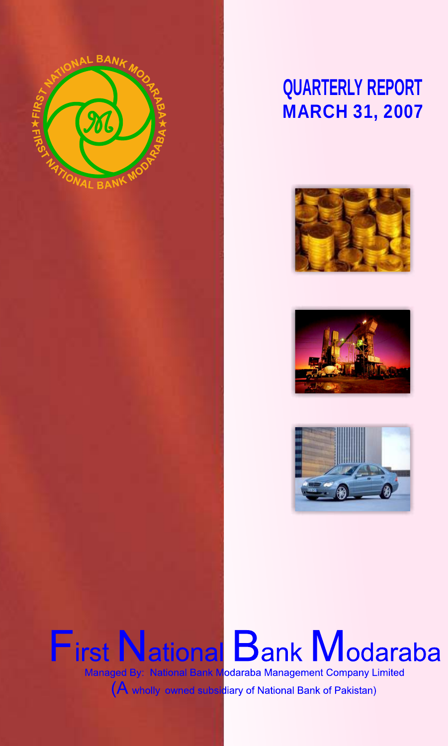# QUARTERLY REPORT
## MARCH 31, 2007

# First National Bank Modaraba

Managed By: National Bank Modaraba Management Company Limited

(A wholly owned subsidiary of National Bank of Pakistan)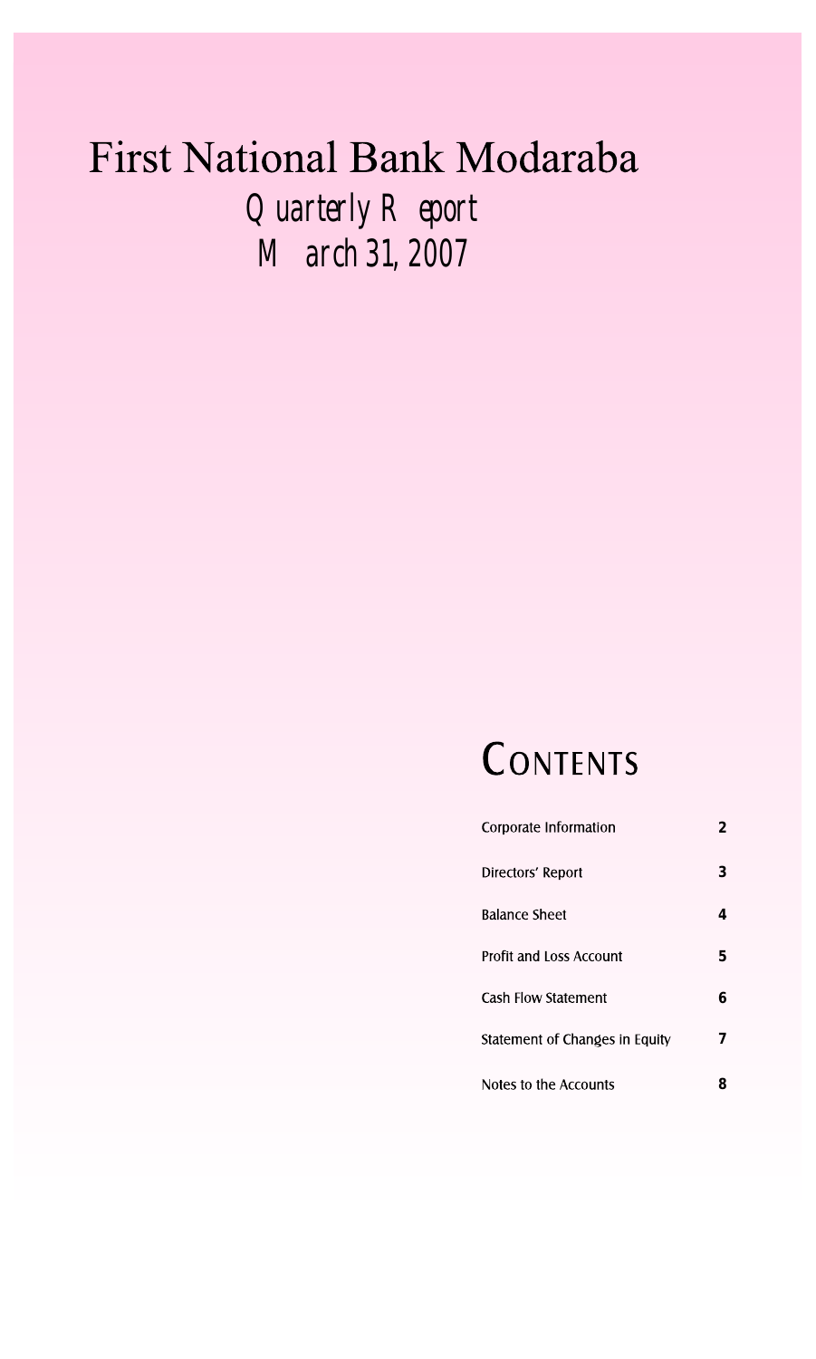# First National Bank Modaraba

## Quarterly Report
## March 31, 2007

## CONTENTS

| | |
|---|---|
| Corporate Information | 2 |
| Directors' Report | 3 |
| Balance Sheet | 4 |
| Profit and Loss Account | 5 |
| Cash Flow Statement | 6 |
| Statement of Changes in Equity | 7 |
| Notes to the Accounts | 8 |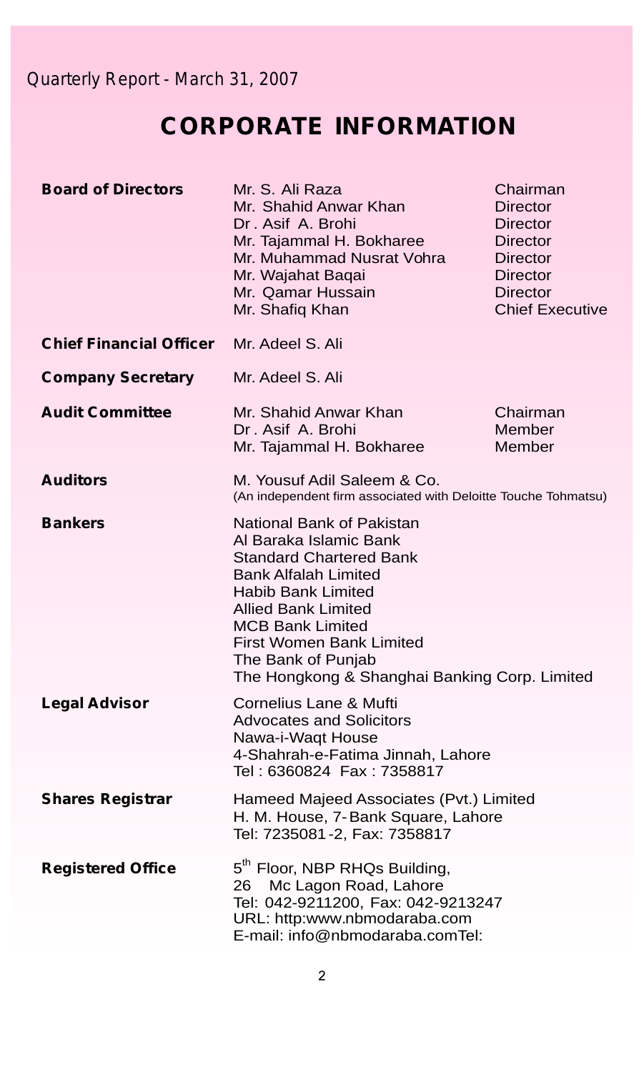Quarterly Report - March 31, 2007

# CORPORATE INFORMATION

| | | |
|---|---|---|
| **Board of Directors** | Mr. S. Ali Raza | Chairman |
| | Mr. Shahid Anwar Khan | Director |
| | Dr. Asif A. Brohi | Director |
| | Mr. Tajammal H. Bokharee | Director |
| | Mr. Muhammad Nusrat Vohra | Director |
| | Mr. Wajahat Baqai | Director |
| | Mr. Qamar Hussain | Director |
| | Mr. Shafiq Khan | Chief Executive |
| **Chief Financial Officer** | Mr. Adeel S. Ali | |
| **Company Secretary** | Mr. Adeel S. Ali | |
| **Audit Committee** | Mr. Shahid Anwar Khan | Chairman |
| | Dr. Asif A. Brohi | Member |
| | Mr. Tajammal H. Bokharee | Member |

**Auditors**

M. Yousuf Adil Saleem & Co.
(An independent firm associated with Deloitte Touche Tohmatsu)

**Bankers**

National Bank of Pakistan
Al Baraka Islamic Bank
Standard Chartered Bank
Bank Alfalah Limited
Habib Bank Limited
Allied Bank Limited
MCB Bank Limited
First Women Bank Limited
The Bank of Punjab
The Hongkong & Shanghai Banking Corp. Limited

**Legal Advisor**

Cornelius Lane & Mufti
Advocates and Solicitors
Nawa-i-Waqt House
4-Shahrah-e-Fatima Jinnah, Lahore
Tel : 6360824 Fax : 7358817

**Shares Registrar**

Hameed Majeed Associates (Pvt.) Limited
H. M. House, 7-Bank Square, Lahore
Tel: 7235081-2, Fax: 7358817

**Registered Office**

5th Floor, NBP RHQs Building,
26 Mc Lagon Road, Lahore
Tel: 042-9211200, Fax: 042-9213247
URL: http:www.nbmodaraba.com
E-mail: info@nbmodaraba.comTel: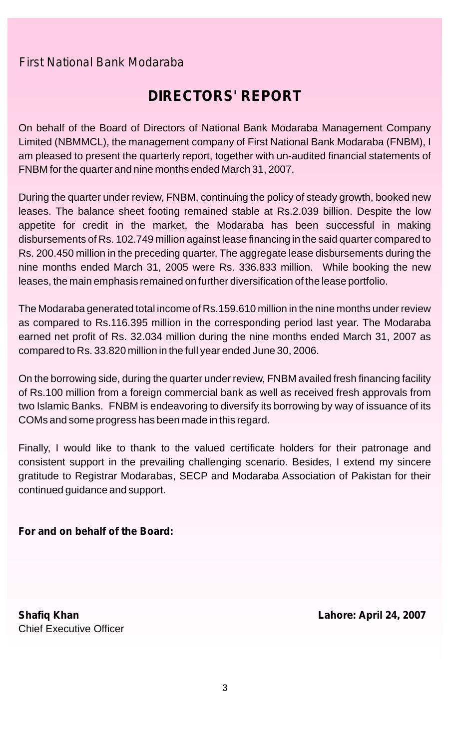First National Bank Modaraba

# DIRECTORS' REPORT

On behalf of the Board of Directors of National Bank Modaraba Management Company Limited (NBMMCL), the management company of First National Bank Modaraba (FNBM), I am pleased to present the quarterly report, together with un-audited financial statements of FNBM for the quarter and nine months ended March 31, 2007.

During the quarter under review, FNBM, continuing the policy of steady growth, booked new leases. The balance sheet footing remained stable at Rs.2.039 billion. Despite the low appetite for credit in the market, the Modaraba has been successful in making disbursements of Rs. 102.749 million against lease financing in the said quarter compared to Rs. 200.450 million in the preceding quarter. The aggregate lease disbursements during the nine months ended March 31, 2005 were Rs. 336.833 million. While booking the new leases, the main emphasis remained on further diversification of the lease portfolio.

The Modaraba generated total income of Rs.159.610 million in the nine months under review as compared to Rs.116.395 million in the corresponding period last year. The Modaraba earned net profit of Rs. 32.034 million during the nine months ended March 31, 2007 as compared to Rs. 33.820 million in the full year ended June 30, 2006.

On the borrowing side, during the quarter under review, FNBM availed fresh financing facility of Rs.100 million from a foreign commercial bank as well as received fresh approvals from two Islamic Banks. FNBM is endeavoring to diversify its borrowing by way of issuance of its COMs and some progress has been made in this regard.

Finally, I would like to thank to the valued certificate holders for their patronage and consistent support in the prevailing challenging scenario. Besides, I extend my sincere gratitude to Registrar Modarabas, SECP and Modaraba Association of Pakistan for their continued guidance and support.

**For and on behalf of the Board:**

**Shafiq Khan**
Chief Executive Officer

**Lahore: April 24, 2007**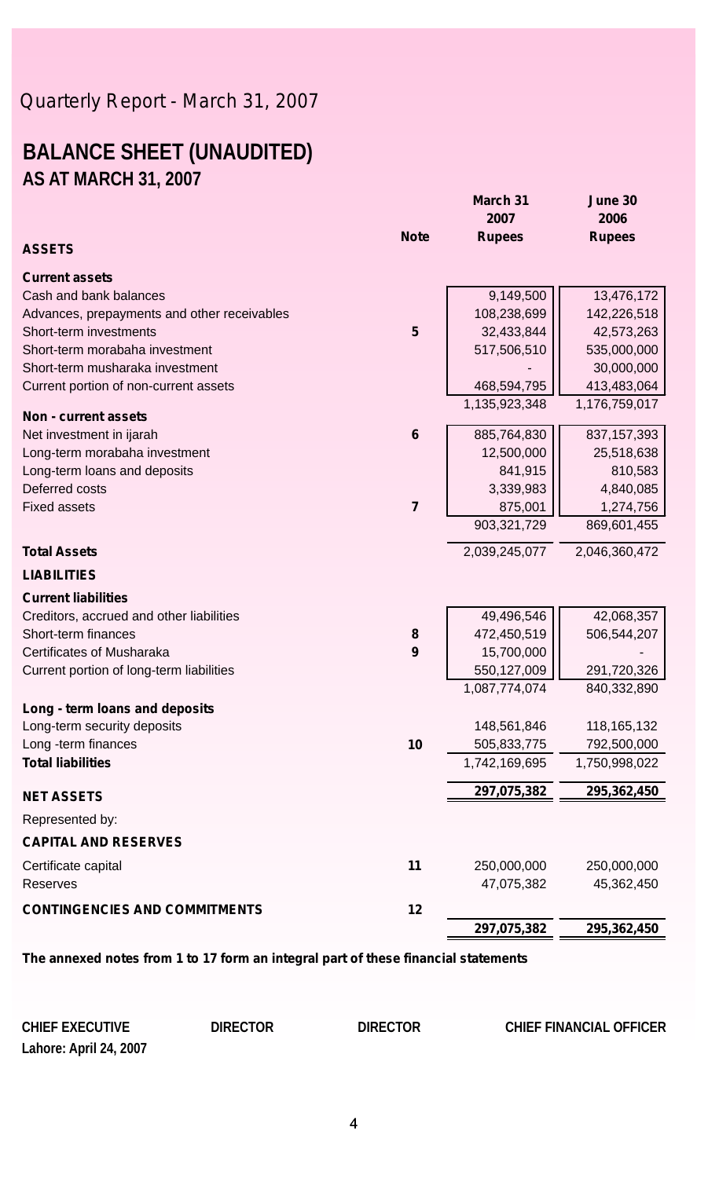Quarterly Report - March 31, 2007

# BALANCE SHEET (UNAUDITED)
## AS AT MARCH 31, 2007

| | Note | March 31 2007 Rupees | June 30 2006 Rupees |
|---|---|---|---|
| **ASSETS** | | | |
| **Current assets** | | | |
| Cash and bank balances | | 9,149,500 | 13,476,172 |
| Advances, prepayments and other receivables | | 108,238,699 | 142,226,518 |
| Short-term investments | 5 | 32,433,844 | 42,573,263 |
| Short-term morabaha investment | | 517,506,510 | 535,000,000 |
| Short-term musharaka investment | | - | 30,000,000 |
| Current portion of non-current assets | | 468,594,795 | 413,483,064 |
| | | 1,135,923,348 | 1,176,759,017 |
| **Non - current assets** | | | |
| Net investment in ijarah | 6 | 885,764,830 | 837,157,393 |
| Long-term morabaha investment | | 12,500,000 | 25,518,638 |
| Long-term loans and deposits | | 841,915 | 810,583 |
| Deferred costs | | 3,339,983 | 4,840,085 |
| Fixed assets | 7 | 875,001 | 1,274,756 |
| | | 903,321,729 | 869,601,455 |
| **Total Assets** | | 2,039,245,077 | 2,046,360,472 |
| **LIABILITIES** | | | |
| **Current liabilities** | | | |
| Creditors, accrued and other liabilities | | 49,496,546 | 42,068,357 |
| Short-term finances | 8 | 472,450,519 | 506,544,207 |
| Certificates of Musharaka | 9 | 15,700,000 | - |
| Current portion of long-term liabilities | | 550,127,009 | 291,720,326 |
| | | 1,087,774,074 | 840,332,890 |
| **Long - term loans and deposits** | | | |
| Long-term security deposits | | 148,561,846 | 118,165,132 |
| Long -term finances | 10 | 505,833,775 | 792,500,000 |
| **Total liabilities** | | 1,742,169,695 | 1,750,998,022 |
| **NET ASSETS** | | **297,075,382** | **295,362,450** |
| Represented by: | | | |
| **CAPITAL AND RESERVES** | | | |
| Certificate capital | 11 | 250,000,000 | 250,000,000 |
| Reserves | | 47,075,382 | 45,362,450 |
| **CONTINGENCIES AND COMMITMENTS** | 12 | | |
| | | **297,075,382** | **295,362,450** |

**The annexed notes from 1 to 17 form an integral part of these financial statements**

**CHIEF EXECUTIVE** | **DIRECTOR** | **DIRECTOR** | **CHIEF FINANCIAL OFFICER**

**Lahore: April 24, 2007**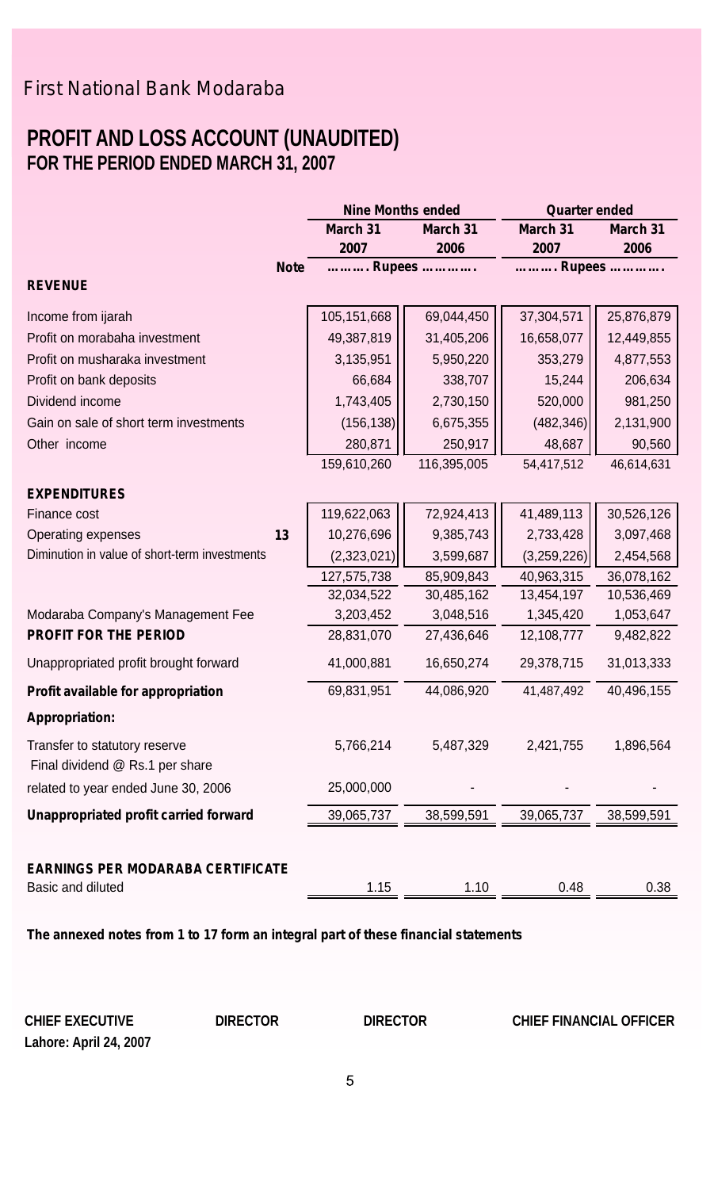First National Bank Modaraba

# PROFIT AND LOSS ACCOUNT (UNAUDITED)
## FOR THE PERIOD ENDED MARCH 31, 2007

| | Note | Nine Months ended | | Quarter ended | |
|---|---|---|---|---|---|
| | | March 31 2007 | March 31 2006 | March 31 2007 | March 31 2006 |
| | | ………. Rupees …………. | | ………. Rupees …………. | |
| **REVENUE** | | | | | |
| Income from ijarah | | 105,151,668 | 69,044,450 | 37,304,571 | 25,876,879 |
| Profit on morabaha investment | | 49,387,819 | 31,405,206 | 16,658,077 | 12,449,855 |
| Profit on musharaka investment | | 3,135,951 | 5,950,220 | 353,279 | 4,877,553 |
| Profit on bank deposits | | 66,684 | 338,707 | 15,244 | 206,634 |
| Dividend income | | 1,743,405 | 2,730,150 | 520,000 | 981,250 |
| Gain on sale of short term investments | | (156,138) | 6,675,355 | (482,346) | 2,131,900 |
| Other income | | 280,871 | 250,917 | 48,687 | 90,560 |
| | | 159,610,260 | 116,395,005 | 54,417,512 | 46,614,631 |
| **EXPENDITURES** | | | | | |
| Finance cost | | 119,622,063 | 72,924,413 | 41,489,113 | 30,526,126 |
| Operating expenses | 13 | 10,276,696 | 9,385,743 | 2,733,428 | 3,097,468 |
| Diminution in value of short-term investments | | (2,323,021) | 3,599,687 | (3,259,226) | 2,454,568 |
| | | 127,575,738 | 85,909,843 | 40,963,315 | 36,078,162 |
| | | 32,034,522 | 30,485,162 | 13,454,197 | 10,536,469 |
| Modaraba Company's Management Fee | | 3,203,452 | 3,048,516 | 1,345,420 | 1,053,647 |
| **PROFIT FOR THE PERIOD** | | 28,831,070 | 27,436,646 | 12,108,777 | 9,482,822 |
| Unappropriated profit brought forward | | 41,000,881 | 16,650,274 | 29,378,715 | 31,013,333 |
| **Profit available for appropriation** | | 69,831,951 | 44,086,920 | 41,487,492 | 40,496,155 |
| **Appropriation:** | | | | | |
| Transfer to statutory reserve | | 5,766,214 | 5,487,329 | 2,421,755 | 1,896,564 |
| Final dividend @ Rs.1 per share related to year ended June 30, 2006 | | 25,000,000 | - | - | - |
| **Unappropriated profit carried forward** | | 39,065,737 | 38,599,591 | 39,065,737 | 38,599,591 |
| **EARNINGS PER MODARABA CERTIFICATE** | | | | | |
| Basic and diluted | | 1.15 | 1.10 | 0.48 | 0.38 |

**The annexed notes from 1 to 17 form an integral part of these financial statements**

**CHIEF EXECUTIVE** **DIRECTOR** **DIRECTOR** **CHIEF FINANCIAL OFFICER**

**Lahore: April 24, 2007**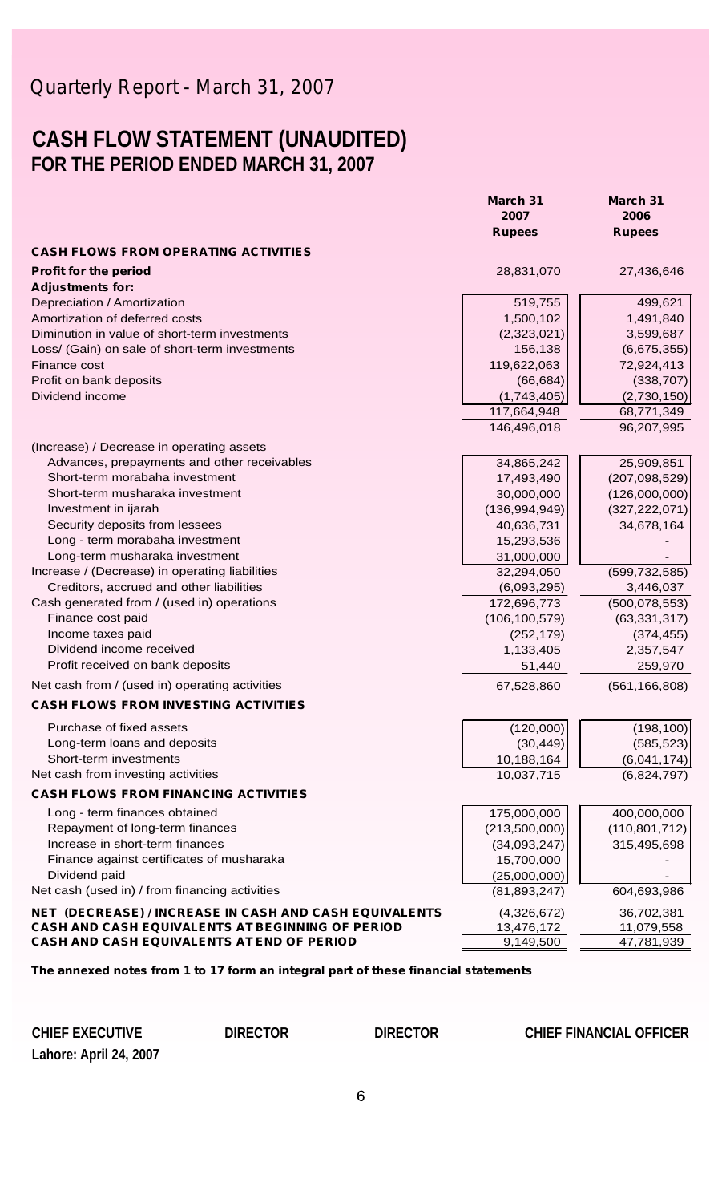Quarterly Report - March 31, 2007

# CASH FLOW STATEMENT (UNAUDITED)
## FOR THE PERIOD ENDED MARCH 31, 2007

| | March 31 2007 Rupees | March 31 2006 Rupees |
|---|---|---|
| **CASH FLOWS FROM OPERATING ACTIVITIES** | | |
| **Profit for the period** | 28,831,070 | 27,436,646 |
| **Adjustments for:** | | |
| Depreciation / Amortization | 519,755 | 499,621 |
| Amortization of deferred costs | 1,500,102 | 1,491,840 |
| Diminution in value of short-term investments | (2,323,021) | 3,599,687 |
| Loss/ (Gain) on sale of short-term investments | 156,138 | (6,675,355) |
| Finance cost | 119,622,063 | 72,924,413 |
| Profit on bank deposits | (66,684) | (338,707) |
| Dividend income | (1,743,405) | (2,730,150) |
| | 117,664,948 | 68,771,349 |
| | 146,496,018 | 96,207,995 |
| (Increase) / Decrease in operating assets | | |
| Advances, prepayments and other receivables | 34,865,242 | 25,909,851 |
| Short-term morabaha investment | 17,493,490 | (207,098,529) |
| Short-term musharaka investment | 30,000,000 | (126,000,000) |
| Investment in ijarah | (136,994,949) | (327,222,071) |
| Security deposits from lessees | 40,636,731 | 34,678,164 |
| Long - term morabaha investment | 15,293,536 | - |
| Long-term musharaka investment | 31,000,000 | - |
| Increase / (Decrease) in operating liabilities | 32,294,050 | (599,732,585) |
| Creditors, accrued and other liabilities | (6,093,295) | 3,446,037 |
| Cash generated from / (used in) operations | 172,696,773 | (500,078,553) |
| Finance cost paid | (106,100,579) | (63,331,317) |
| Income taxes paid | (252,179) | (374,455) |
| Dividend income received | 1,133,405 | 2,357,547 |
| Profit received on bank deposits | 51,440 | 259,970 |
| Net cash from / (used in) operating activities | 67,528,860 | (561,166,808) |
| **CASH FLOWS FROM INVESTING ACTIVITIES** | | |
| Purchase of fixed assets | (120,000) | (198,100) |
| Long-term loans and deposits | (30,449) | (585,523) |
| Short-term investments | 10,188,164 | (6,041,174) |
| Net cash from investing activities | 10,037,715 | (6,824,797) |
| **CASH FLOWS FROM FINANCING ACTIVITIES** | | |
| Long - term finances obtained | 175,000,000 | 400,000,000 |
| Repayment of long-term finances | (213,500,000) | (110,801,712) |
| Increase in short-term finances | (34,093,247) | 315,495,698 |
| Finance against certificates of musharaka | 15,700,000 | - |
| Dividend paid | (25,000,000) | - |
| Net cash (used in) / from financing activities | (81,893,247) | 604,693,986 |
| **NET (DECREASE) / INCREASE IN CASH AND CASH EQUIVALENTS** | (4,326,672) | 36,702,381 |
| **CASH AND CASH EQUIVALENTS AT BEGINNING OF PERIOD** | 13,476,172 | 11,079,558 |
| **CASH AND CASH EQUIVALENTS AT END OF PERIOD** | 9,149,500 | 47,781,939 |

**The annexed notes from 1 to 17 form an integral part of these financial statements**

**CHIEF EXECUTIVE** **DIRECTOR** **DIRECTOR** **CHIEF FINANCIAL OFFICER**

**Lahore: April 24, 2007**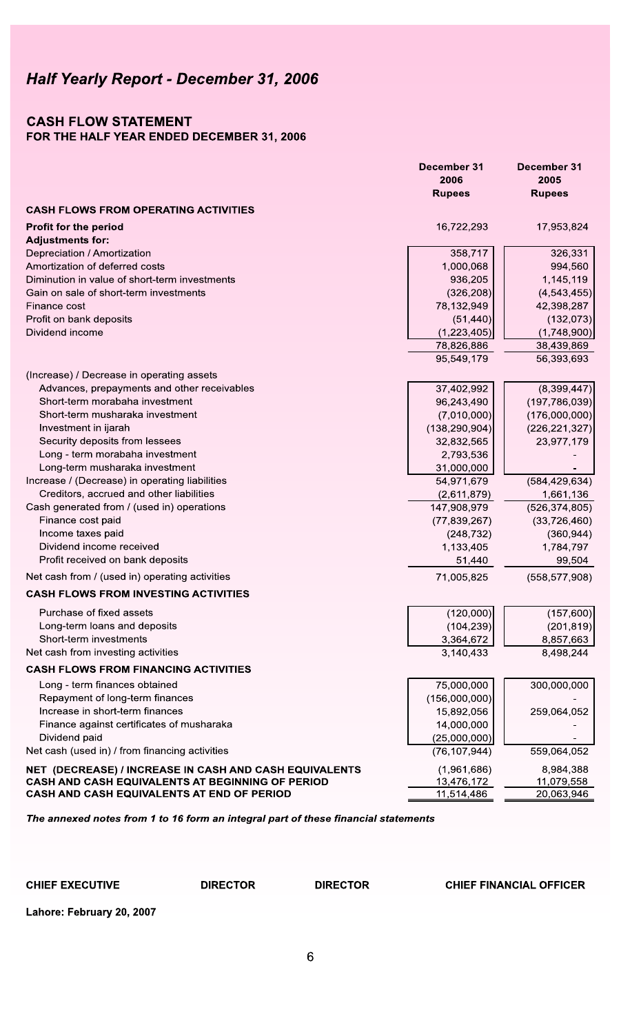# Half Yearly Report - December 31, 2006

## CASH FLOW STATEMENT
### FOR THE HALF YEAR ENDED DECEMBER 31, 2006

| | December 31 2006 Rupees | December 31 2005 Rupees |
|---|---|---|
| **CASH FLOWS FROM OPERATING ACTIVITIES** | | |
| **Profit for the period** | 16,722,293 | 17,953,824 |
| **Adjustments for:** | | |
| Depreciation / Amortization | 358,717 | 326,331 |
| Amortization of deferred costs | 1,000,068 | 994,560 |
| Diminution in value of short-term investments | 936,205 | 1,145,119 |
| Gain on sale of short-term investments | (326,208) | (4,543,455) |
| Finance cost | 78,132,949 | 42,398,287 |
| Profit on bank deposits | (51,440) | (132,073) |
| Dividend income | (1,223,405) | (1,748,900) |
| | 78,826,886 | 38,439,869 |
| | 95,549,179 | 56,393,693 |
| (Increase) / Decrease in operating assets | | |
| Advances, prepayments and other receivables | 37,402,992 | (8,399,447) |
| Short-term morabaha investment | 96,243,490 | (197,786,039) |
| Short-term musharaka investment | (7,010,000) | (176,000,000) |
| Investment in ijarah | (138,290,904) | (226,221,327) |
| Security deposits from lessees | 32,832,565 | 23,977,179 |
| Long - term morabaha investment | 2,793,536 | - |
| Long-term musharaka investment | 31,000,000 | - |
| Increase / (Decrease) in operating liabilities | 54,971,679 | (584,429,634) |
| Creditors, accrued and other liabilities | (2,611,879) | 1,661,136 |
| Cash generated from / (used in) operations | 147,908,979 | (526,374,805) |
| Finance cost paid | (77,839,267) | (33,726,460) |
| Income taxes paid | (248,732) | (360,944) |
| Dividend income received | 1,133,405 | 1,784,797 |
| Profit received on bank deposits | 51,440 | 99,504 |
| Net cash from / (used in) operating activities | 71,005,825 | (558,577,908) |
| **CASH FLOWS FROM INVESTING ACTIVITIES** | | |
| Purchase of fixed assets | (120,000) | (157,600) |
| Long-term loans and deposits | (104,239) | (201,819) |
| Short-term investments | 3,364,672 | 8,857,663 |
| Net cash from investing activities | 3,140,433 | 8,498,244 |
| **CASH FLOWS FROM FINANCING ACTIVITIES** | | |
| Long - term finances obtained | 75,000,000 | 300,000,000 |
| Repayment of long-term finances | (156,000,000) | - |
| Increase in short-term finances | 15,892,056 | 259,064,052 |
| Finance against certificates of musharaka | 14,000,000 | - |
| Dividend paid | (25,000,000) | - |
| Net cash (used in) / from financing activities | (76,107,944) | 559,064,052 |
| **NET (DECREASE) / INCREASE IN CASH AND CASH EQUIVALENTS** | (1,961,686) | 8,984,388 |
| **CASH AND CASH EQUIVALENTS AT BEGINNING OF PERIOD** | 13,476,172 | 11,079,558 |
| **CASH AND CASH EQUIVALENTS AT END OF PERIOD** | 11,514,486 | 20,063,946 |

***The annexed notes from 1 to 16 form an integral part of these financial statements***

**CHIEF EXECUTIVE** **DIRECTOR** **DIRECTOR** **CHIEF FINANCIAL OFFICER**

**Lahore: February 20, 2007**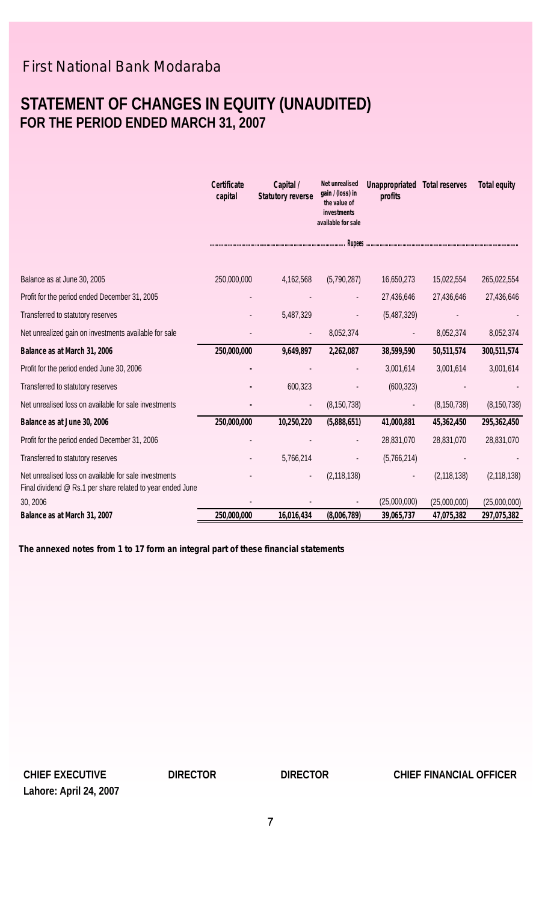# First National Bank Modaraba

## STATEMENT OF CHANGES IN EQUITY (UNAUDITED)
## FOR THE PERIOD ENDED MARCH 31, 2007

| | Certificate capital | Capital / Statutory reverse | Net unrealised gain / (loss) in the value of investments available for sale | Unappropriated profits | Total reserves | Total equity |
|---|---|---|---|---|---|---|
| | Rupees | | | | | |
| Balance as at June 30, 2005 | 250,000,000 | 4,162,568 | (5,790,287) | 16,650,273 | 15,022,554 | 265,022,554 |
| Profit for the period ended December 31, 2005 | - | - | - | 27,436,646 | 27,436,646 | 27,436,646 |
| Transferred to statutory reserves | - | 5,487,329 | - | (5,487,329) | - | - |
| Net unrealized gain on investments available for sale | - | - | 8,052,374 | - | 8,052,374 | 8,052,374 |
| **Balance as at March 31, 2006** | **250,000,000** | **9,649,897** | **2,262,087** | **38,599,590** | **50,511,574** | **300,511,574** |
| Profit for the period ended June 30, 2006 | - | - | - | 3,001,614 | 3,001,614 | 3,001,614 |
| Transferred to statutory reserves | - | 600,323 | - | (600,323) | - | - |
| Net unrealised loss on available for sale investments | - | - | (8,150,738) | - | (8,150,738) | (8,150,738) |
| **Balance as at June 30, 2006** | **250,000,000** | **10,250,220** | **(5,888,651)** | **41,000,881** | **45,362,450** | **295,362,450** |
| Profit for the period ended December 31, 2006 | - | - | - | 28,831,070 | 28,831,070 | 28,831,070 |
| Transferred to statutory reserves | - | 5,766,214 | - | (5,766,214) | - | - |
| Net unrealised loss on available for sale investments | - | - | (2,118,138) | - | (2,118,138) | (2,118,138) |
| Final dividend @ Rs.1 per share related to year ended June 30, 2006 | - | - | - | (25,000,000) | (25,000,000) | (25,000,000) |
| **Balance as at March 31, 2007** | **250,000,000** | **16,016,434** | **(8,006,789)** | **39,065,737** | **47,075,382** | **297,075,382** |

**The annexed notes from 1 to 17 form an integral part of these financial statements**

**CHIEF EXECUTIVE** **DIRECTOR** **DIRECTOR** **CHIEF FINANCIAL OFFICER**

**Lahore: April 24, 2007**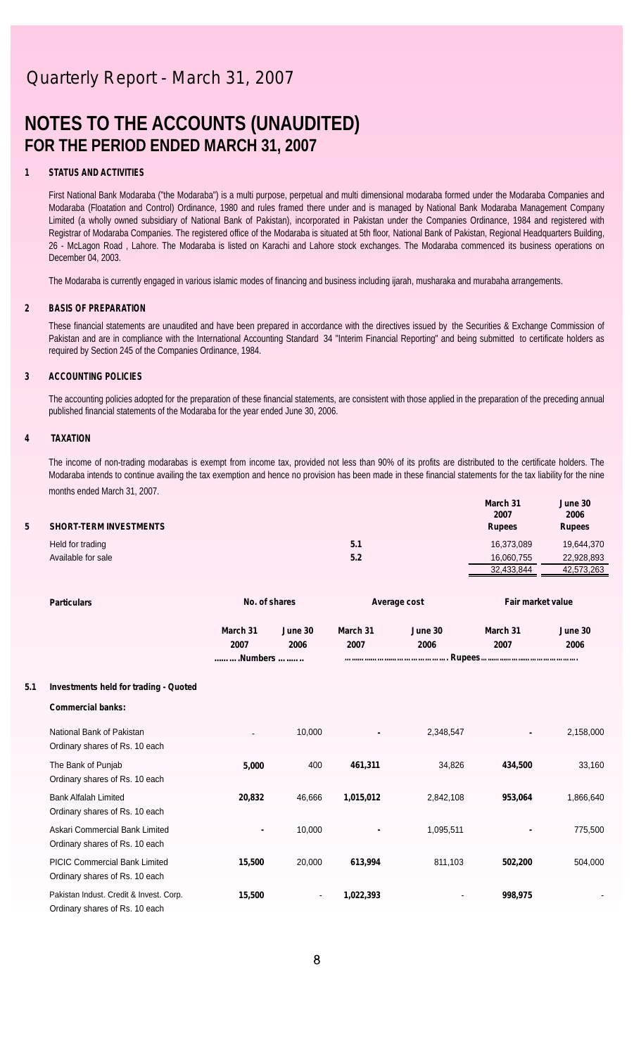# NOTES TO THE ACCOUNTS (UNAUDITED)
## FOR THE PERIOD ENDED MARCH 31, 2007

### 1 STATUS AND ACTIVITIES

First National Bank Modaraba ("the Modaraba") is a multi purpose, perpetual and multi dimensional modaraba formed under the Modaraba Companies and Modaraba (Floatation and Control) Ordinance, 1980 and rules framed there under and is managed by National Bank Modaraba Management Company Limited (a wholly owned subsidiary of National Bank of Pakistan), incorporated in Pakistan under the Companies Ordinance, 1984 and registered with Registrar of Modaraba Companies. The registered office of the Modaraba is situated at 5th floor, National Bank of Pakistan, Regional Headquarters Building, 26 - McLagon Road , Lahore. The Modaraba is listed on Karachi and Lahore stock exchanges. The Modaraba commenced its business operations on December 04, 2003.

The Modaraba is currently engaged in various islamic modes of financing and business including ijarah, musharaka and murabaha arrangements.

### 2 BASIS OF PREPARATION

These financial statements are unaudited and have been prepared in accordance with the directives issued by the Securities & Exchange Commission of Pakistan and are in compliance with the International Accounting Standard 34 "Interim Financial Reporting" and being submitted to certificate holders as required by Section 245 of the Companies Ordinance, 1984.

### 3 ACCOUNTING POLICIES

The accounting policies adopted for the preparation of these financial statements, are consistent with those applied in the preparation of the preceding annual published financial statements of the Modaraba for the year ended June 30, 2006.

### 4 TAXATION

The income of non-trading modarabas is exempt from income tax, provided not less than 90% of its profits are distributed to the certificate holders. The Modaraba intends to continue availing the tax exemption and hence no provision has been made in these financial statements for the tax liability for the nine months ended March 31, 2007.

### 5 SHORT-TERM INVESTMENTS

| | Note | March 31 2007 Rupees | June 30 2006 Rupees |
|---|---|---|---|
| Held for trading | 5.1 | 16,373,089 | 19,644,370 |
| Available for sale | 5.2 | 16,060,755 | 22,928,893 |
| | | 32,433,844 | 42,573,263 |

| Particulars | No. of shares | | Average cost | | Fair market value | |
|---|---|---|---|---|---|---|
| | March 31 2007 | June 30 2006 | March 31 2007 | June 30 2006 | March 31 2007 | June 30 2006 |
| | ........Numbers ........ | | ..................................... Rupees | | ..................................... | |
| **5.1 Investments held for trading - Quoted** | | | | | | |
| **Commercial banks:** | | | | | | |
| National Bank of Pakistan<br>Ordinary shares of Rs. 10 each | - | 10,000 | - | 2,348,547 | - | 2,158,000 |
| The Bank of Punjab<br>Ordinary shares of Rs. 10 each | **5,000** | 400 | **461,311** | 34,826 | **434,500** | 33,160 |
| Bank Alfalah Limited<br>Ordinary shares of Rs. 10 each | **20,832** | 46,666 | **1,015,012** | 2,842,108 | **953,064** | 1,866,640 |
| Askari Commercial Bank Limited<br>Ordinary shares of Rs. 10 each | - | 10,000 | - | 1,095,511 | - | 775,500 |
| PICIC Commercial Bank Limited<br>Ordinary shares of Rs. 10 each | **15,500** | 20,000 | **613,994** | 811,103 | **502,200** | 504,000 |
| Pakistan Indust. Credit & Invest. Corp.<br>Ordinary shares of Rs. 10 each | **15,500** | - | **1,022,393** | - | **998,975** | - |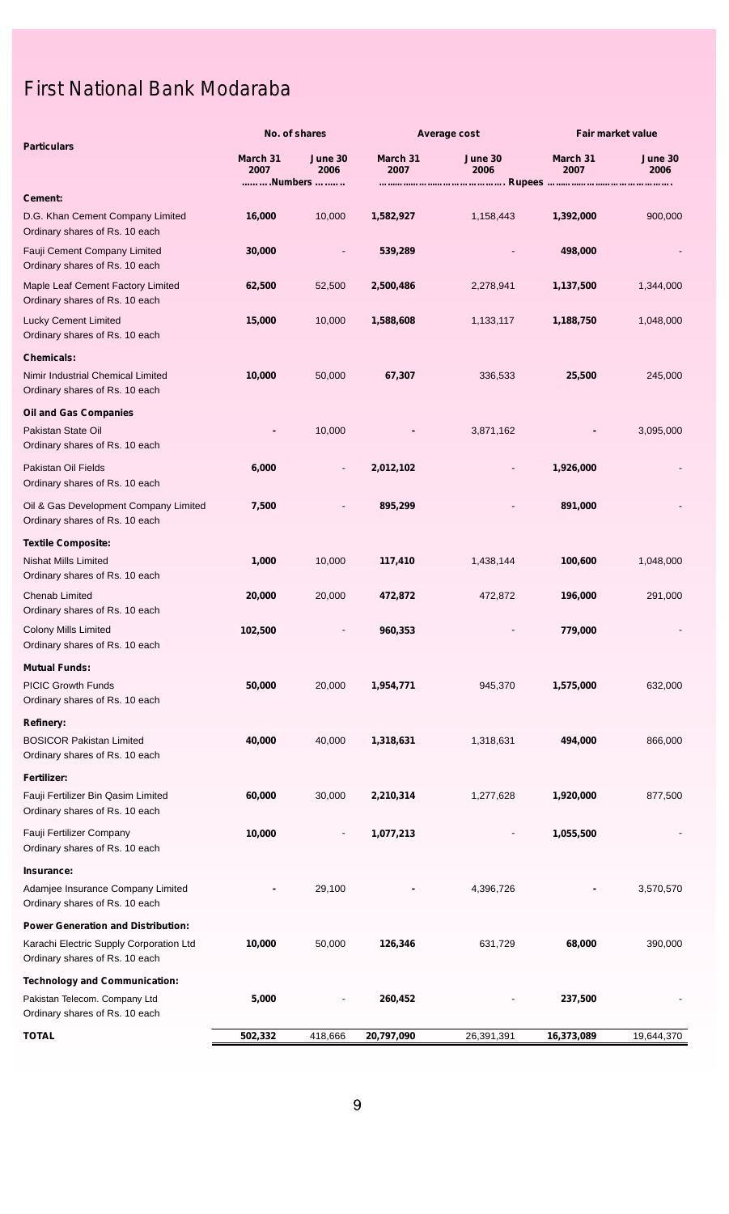# First National Bank Modaraba

| Particulars | No. of shares | | Average cost | | Fair market value | |
|---|---|---|---|---|---|---|
| | March 31 2007 | June 30 2006 | March 31 2007 | June 30 2006 | March 31 2007 | June 30 2006 |
| | ……….Numbers ……….. | | ……………………………….. Rupees ……………………………………. | | | |
| **Cement:** | | | | | | |
| D.G. Khan Cement Company Limited Ordinary shares of Rs. 10 each | **16,000** | 10,000 | **1,582,927** | 1,158,443 | **1,392,000** | 900,000 |
| Fauji Cement Company Limited Ordinary shares of Rs. 10 each | **30,000** | - | **539,289** | - | **498,000** | - |
| Maple Leaf Cement Factory Limited Ordinary shares of Rs. 10 each | **62,500** | 52,500 | **2,500,486** | 2,278,941 | **1,137,500** | 1,344,000 |
| Lucky Cement Limited Ordinary shares of Rs. 10 each | **15,000** | 10,000 | **1,588,608** | 1,133,117 | **1,188,750** | 1,048,000 |
| **Chemicals:** | | | | | | |
| Nimir Industrial Chemical Limited Ordinary shares of Rs. 10 each | **10,000** | 50,000 | **67,307** | 336,533 | **25,500** | 245,000 |
| **Oil and Gas Companies** | | | | | | |
| Pakistan State Oil Ordinary shares of Rs. 10 each | **-** | 10,000 | **-** | 3,871,162 | **-** | 3,095,000 |
| Pakistan Oil Fields Ordinary shares of Rs. 10 each | **6,000** | - | **2,012,102** | - | **1,926,000** | - |
| Oil & Gas Development Company Limited Ordinary shares of Rs. 10 each | **7,500** | - | **895,299** | - | **891,000** | - |
| **Textile Composite:** | | | | | | |
| Nishat Mills Limited Ordinary shares of Rs. 10 each | **1,000** | 10,000 | **117,410** | 1,438,144 | **100,600** | 1,048,000 |
| Chenab Limited Ordinary shares of Rs. 10 each | **20,000** | 20,000 | **472,872** | 472,872 | **196,000** | 291,000 |
| Colony Mills Limited Ordinary shares of Rs. 10 each | **102,500** | - | **960,353** | - | **779,000** | - |
| **Mutual Funds:** | | | | | | |
| PICIC Growth Funds Ordinary shares of Rs. 10 each | **50,000** | 20,000 | **1,954,771** | 945,370 | **1,575,000** | 632,000 |
| **Refinery:** | | | | | | |
| BOSICOR Pakistan Limited Ordinary shares of Rs. 10 each | **40,000** | 40,000 | **1,318,631** | 1,318,631 | **494,000** | 866,000 |
| **Fertilizer:** | | | | | | |
| Fauji Fertilizer Bin Qasim Limited Ordinary shares of Rs. 10 each | **60,000** | 30,000 | **2,210,314** | 1,277,628 | **1,920,000** | 877,500 |
| Fauji Fertilizer Company Ordinary shares of Rs. 10 each | **10,000** | - | **1,077,213** | - | **1,055,500** | - |
| **Insurance:** | | | | | | |
| Adamjee Insurance Company Limited Ordinary shares of Rs. 10 each | **-** | 29,100 | **-** | 4,396,726 | **-** | 3,570,570 |
| **Power Generation and Distribution:** | | | | | | |
| Karachi Electric Supply Corporation Ltd Ordinary shares of Rs. 10 each | **10,000** | 50,000 | **126,346** | 631,729 | **68,000** | 390,000 |
| **Technology and Communication:** | | | | | | |
| Pakistan Telecom. Company Ltd Ordinary shares of Rs. 10 each | **5,000** | - | **260,452** | - | **237,500** | - |
| **TOTAL** | **502,332** | 418,666 | **20,797,090** | 26,391,391 | **16,373,089** | 19,644,370 |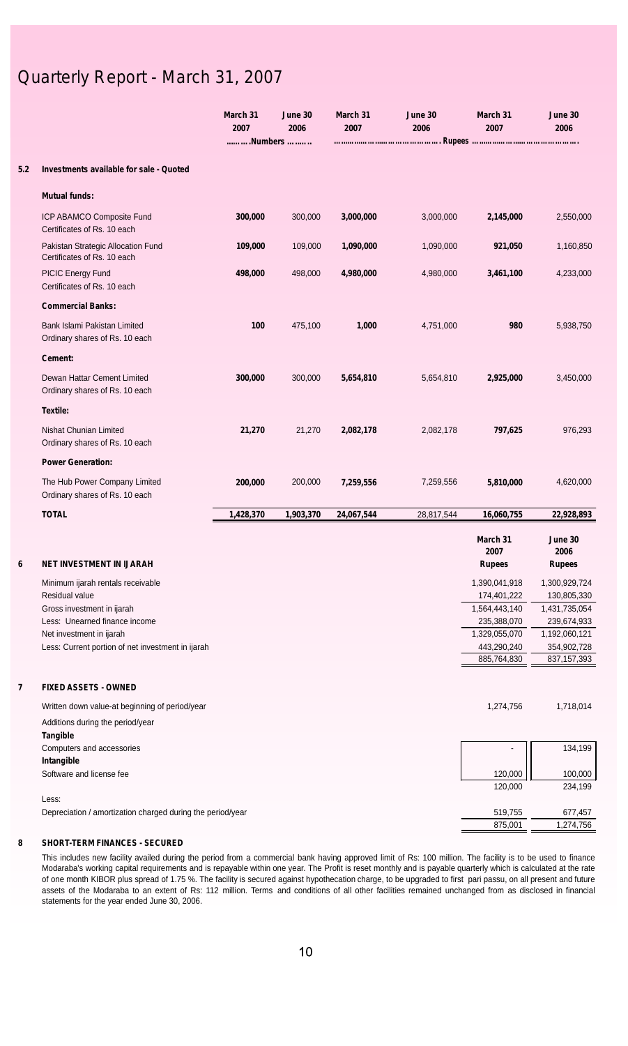# Quarterly Report - March 31, 2007

| | March 31 2007 | June 30 2006 | March 31 2007 | June 30 2006 | March 31 2007 | June 30 2006 |
|---|---|---|---|---|---|---|
| | ……….Numbers ……… | | ……………………………………. Rupees …………………………………… | | | |
| **5.2 Investments available for sale - Quoted** | | | | | | |
| **Mutual funds:** | | | | | | |
| ICP ABAMCO Composite Fund Certificates of Rs. 10 each | **300,000** | 300,000 | **3,000,000** | 3,000,000 | **2,145,000** | 2,550,000 |
| Pakistan Strategic Allocation Fund Certificates of Rs. 10 each | **109,000** | 109,000 | **1,090,000** | 1,090,000 | **921,050** | 1,160,850 |
| PICIC Energy Fund Certificates of Rs. 10 each | **498,000** | 498,000 | **4,980,000** | 4,980,000 | **3,461,100** | 4,233,000 |
| **Commercial Banks:** | | | | | | |
| Bank Islami Pakistan Limited Ordinary shares of Rs. 10 each | **100** | 475,100 | **1,000** | 4,751,000 | **980** | 5,938,750 |
| **Cement:** | | | | | | |
| Dewan Hattar Cement Limited Ordinary shares of Rs. 10 each | **300,000** | 300,000 | **5,654,810** | 5,654,810 | **2,925,000** | 3,450,000 |
| **Textile:** | | | | | | |
| Nishat Chunian Limited Ordinary shares of Rs. 10 each | **21,270** | 21,270 | **2,082,178** | 2,082,178 | **797,625** | 976,293 |
| **Power Generation:** | | | | | | |
| The Hub Power Company Limited Ordinary shares of Rs. 10 each | **200,000** | 200,000 | **7,259,556** | 7,259,556 | **5,810,000** | 4,620,000 |
| **TOTAL** | **1,428,370** | **1,903,370** | **24,067,544** | 28,817,544 | **16,060,755** | **22,928,893** |

## 6 NET INVESTMENT IN IJARAH

| | March 31 2007 Rupees | June 30 2006 Rupees |
|---|---|---|
| Minimum ijarah rentals receivable | 1,390,041,918 | 1,300,929,724 |
| Residual value | 174,401,222 | 130,805,330 |
| Gross investment in ijarah | 1,564,443,140 | 1,431,735,054 |
| Less: Unearned finance income | 235,388,070 | 239,674,933 |
| Net investment in ijarah | 1,329,055,070 | 1,192,060,121 |
| Less: Current portion of net investment in ijarah | 443,290,240 | 354,902,728 |
| | 885,764,830 | 837,157,393 |

## 7 FIXED ASSETS - OWNED

| | March 31 2007 | June 30 2006 |
|---|---|---|
| Written down value-at beginning of period/year | 1,274,756 | 1,718,014 |
| Additions during the period/year | | |
| **Tangible** | | |
| Computers and accessories | - | 134,199 |
| **Intangible** | | |
| Software and license fee | 120,000 | 100,000 |
| | 120,000 | 234,199 |
| Less: | | |
| Depreciation / amortization charged during the period/year | 519,755 | 677,457 |
| | 875,001 | 1,274,756 |

## 8 SHORT-TERM FINANCES - SECURED

This includes new facility availed during the period from a commercial bank having approved limit of Rs: 100 million. The facility is to be used to finance Modaraba's working capital requirements and is repayable within one year. The Profit is reset monthly and is payable quarterly which is calculated at the rate of one month KIBOR plus spread of 1.75 %. The facility is secured against hypothecation charge, to be upgraded to first pari passu, on all present and future assets of the Modaraba to an extent of Rs: 112 million. Terms and conditions of all other facilities remained unchanged from as disclosed in financial statements for the year ended June 30, 2006.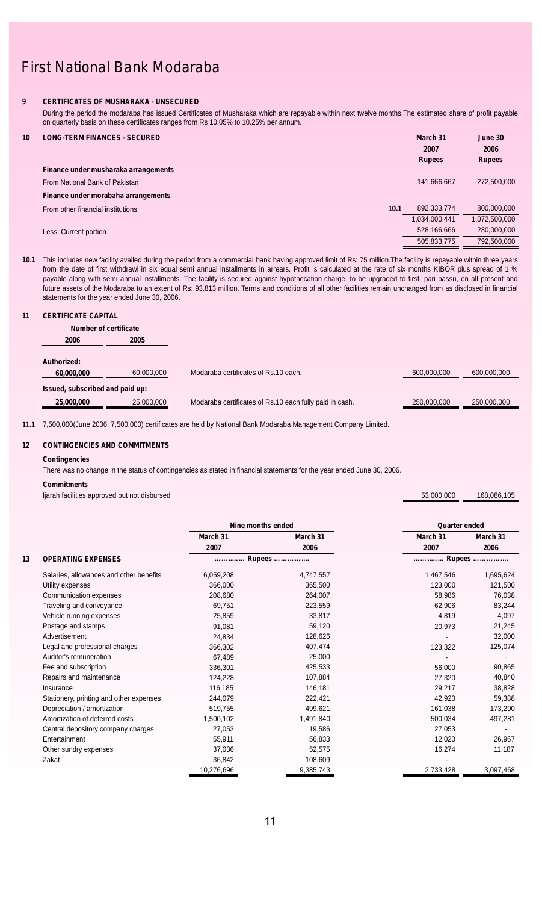# First National Bank Modaraba

## 9 CERTIFICATES OF MUSHARAKA - UNSECURED

During the period the modaraba has issued Certificates of Musharaka which are repayable within next twelve months.The estimated share of profit payable on quarterly basis on these certificates ranges from Rs 10.05% to 10.25% per annum.

## 10 LONG-TERM FINANCES - SECURED

| | Note | March 31 2007 Rupees | June 30 2006 Rupees |
|---|---|---|---|
| **Finance under musharaka arrangements** | | | |
| From National Bank of Pakistan | | 141,666,667 | 272,500,000 |
| **Finance under morabaha arrangements** | | | |
| From other financial institutions | 10.1 | 892,333,774 | 800,000,000 |
| | | 1,034,000,441 | 1,072,500,000 |
| Less: Current portion | | 528,166,666 | 280,000,000 |
| | | 505,833,775 | 792,500,000 |

**10.1** This includes new facility availed during the period from a commercial bank having approved limit of Rs: 75 million.The facility is repayable within three years from the date of first withdrawl in six equal semi annual installments in arrears. Profit is calculated at the rate of six months KIBOR plus spread of 1 % payable along with semi annual installments. The facility is secured against hypothecation charge, to be upgraded to first pari passu, on all present and future assets of the Modaraba to an extent of Rs: 93.813 million. Terms and conditions of all other facilities remain unchanged from as disclosed in financial statements for the year ended June 30, 2006.

## 11 CERTIFICATE CAPITAL

| Number of certificate 2006 | Number of certificate 2005 | | | |
|---|---|---|---|---|
| **Authorized:** | | | | |
| **60,000,000** | 60,000,000 | Modaraba certificates of Rs.10 each. | 600,000,000 | 600,000,000 |
| **Issued, subscribed and paid up:** | | | | |
| **25,000,000** | 25,000,000 | Modaraba certificates of Rs.10 each fully paid in cash. | 250,000,000 | 250,000,000 |

**11.1** 7,500,000(June 2006: 7,500,000) certificates are held by National Bank Modaraba Management Company Limited.

## 12 CONTINGENCIES AND COMMITMENTS

**Contingencies**

There was no change in the status of contingencies as stated in financial statements for the year ended June 30, 2006.

**Commitments**

| | | |
|---|---|---|
| Ijarah facilities approved but not disbursed | 53,000,000 | 168,086,105 |

## 13 OPERATING EXPENSES

| | Nine months ended March 31 2007 | Nine months ended March 31 2006 | Quarter ended March 31 2007 | Quarter ended March 31 2006 |
|---|---|---|---|---|
| | ………… Rupees …………… | | ………… Rupees …………… | |
| Salaries, allowances and other benefits | 6,059,208 | 4,747,557 | 1,467,546 | 1,695,624 |
| Utility expenses | 366,000 | 365,500 | 123,000 | 121,500 |
| Communication expenses | 208,680 | 264,007 | 58,986 | 76,038 |
| Traveling and conveyance | 69,751 | 223,559 | 62,906 | 83,244 |
| Vehicle running expenses | 25,859 | 33,817 | 4,819 | 4,097 |
| Postage and stamps | 91,081 | 59,120 | 20,973 | 21,245 |
| Advertisement | 24,834 | 128,626 | - | 32,000 |
| Legal and professional charges | 366,302 | 407,474 | 123,322 | 125,074 |
| Auditor's remuneration | 67,489 | 25,000 | - | - |
| Fee and subscription | 336,301 | 425,533 | 56,000 | 90,865 |
| Repairs and maintenance | 124,228 | 107,884 | 27,320 | 40,840 |
| Insurance | 116,185 | 146,181 | 29,217 | 38,828 |
| Stationery, printing and other expenses | 244,079 | 222,421 | 42,920 | 59,388 |
| Depreciation / amortization | 519,755 | 499,621 | 161,038 | 173,290 |
| Amortization of deferred costs | 1,500,102 | 1,491,840 | 500,034 | 497,281 |
| Central depository company charges | 27,053 | 19,586 | 27,053 | - |
| Entertainment | 55,911 | 56,833 | 12,020 | 26,967 |
| Other sundry expenses | 37,036 | 52,575 | 16,274 | 11,187 |
| Zakat | 36,842 | 108,609 | - | - |
| | 10,276,696 | 9,385,743 | 2,733,428 | 3,097,468 |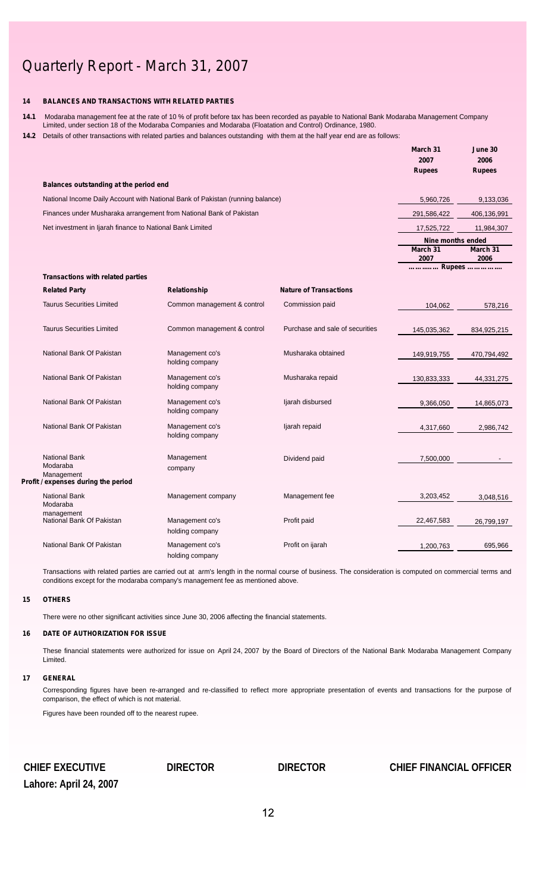# Quarterly Report - March 31, 2007

## 14 BALANCES AND TRANSACTIONS WITH RELATED PARTIES

**14.1** Modaraba management fee at the rate of 10 % of profit before tax has been recorded as payable to National Bank Modaraba Management Company Limited, under section 18 of the Modaraba Companies and Modaraba (Floatation and Control) Ordinance, 1980.

**14.2** Details of other transactions with related parties and balances outstanding with them at the half year end are as follows:

| | March 31 2007 Rupees | June 30 2006 Rupees |
|---|---|---|
| **Balances outstanding at the period end** | | |
| National Income Daily Account with National Bank of Pakistan (running balance) | 5,960,726 | 9,133,036 |
| Finances under Musharaka arrangement from National Bank of Pakistan | 291,586,422 | 406,136,991 |
| Net investment in Ijarah finance to National Bank Limited | 17,525,722 | 11,984,307 |

| | | | Nine months ended | |
|---|---|---|---|---|
| | | | March 31 2007 | March 31 2006 |
| | | | ………… Rupees …………… | |
| **Transactions with related parties** | | | | |
| **Related Party** | **Relationship** | **Nature of Transactions** | | |
| Taurus Securities Limited | Common management & control | Commission paid | 104,062 | 578,216 |
| Taurus Securities Limited | Common management & control | Purchase and sale of securities | 145,035,362 | 834,925,215 |
| National Bank Of Pakistan | Management co's holding company | Musharaka obtained | 149,919,755 | 470,794,492 |
| National Bank Of Pakistan | Management co's holding company | Musharaka repaid | 130,833,333 | 44,331,275 |
| National Bank Of Pakistan | Management co's holding company | Ijarah disbursed | 9,366,050 | 14,865,073 |
| National Bank Of Pakistan | Management co's holding company | Ijarah repaid | 4,317,660 | 2,986,742 |
| National Bank Modaraba Management | Management company | Dividend paid | 7,500,000 | - |
| **Profit / expenses during the period** | | | | |
| National Bank Modaraba management | Management company | Management fee | 3,203,452 | 3,048,516 |
| National Bank Of Pakistan | Management co's holding company | Profit paid | 22,467,583 | 26,799,197 |
| National Bank Of Pakistan | Management co's holding company | Profit on ijarah | 1,200,763 | 695,966 |

Transactions with related parties are carried out at arm's length in the normal course of business. The consideration is computed on commercial terms and conditions except for the modaraba company's management fee as mentioned above.

## 15 OTHERS

There were no other significant activities since June 30, 2006 affecting the financial statements.

## 16 DATE OF AUTHORIZATION FOR ISSUE

These financial statements were authorized for issue on April 24, 2007 by the Board of Directors of the National Bank Modaraba Management Company Limited.

## 17 GENERAL

Corresponding figures have been re-arranged and re-classified to reflect more appropriate presentation of events and transactions for the purpose of comparison, the effect of which is not material.

Figures have been rounded off to the nearest rupee.

**CHIEF EXECUTIVE** **DIRECTOR** **DIRECTOR** **CHIEF FINANCIAL OFFICER**

**Lahore: April 24, 2007**